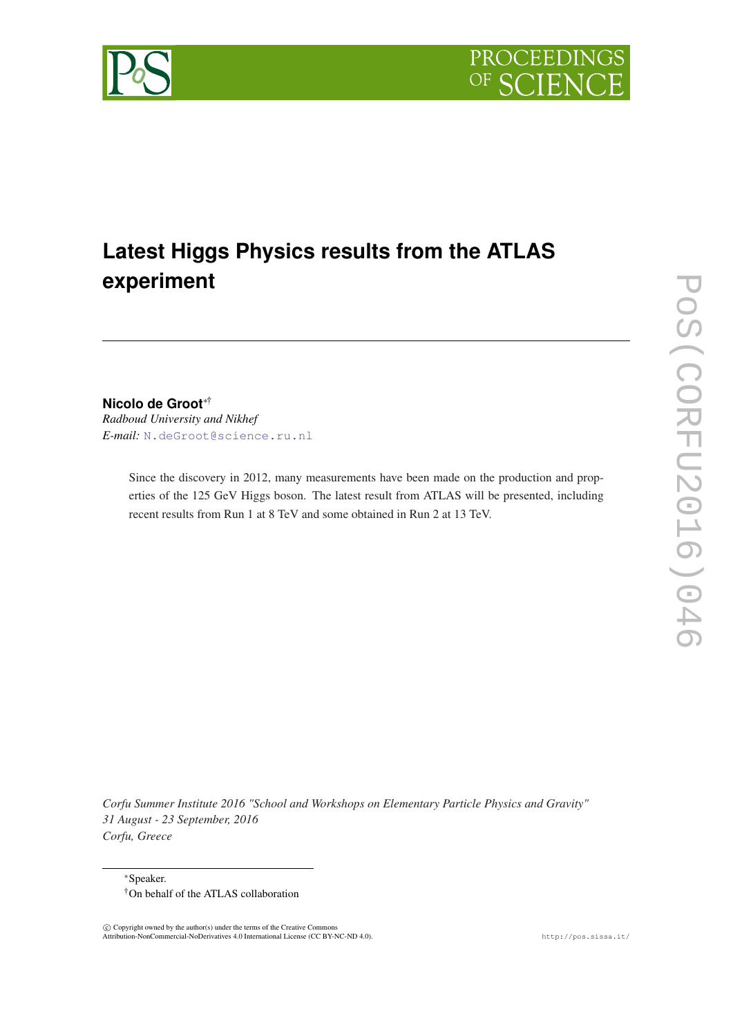# Latest Higgs Physics results from the ATLAS experiment

**Nicolo de Groot**[*†]
*Radboud University and Nikhef*
*E-mail:* N.deGroot@science.ru.nl

Since the discovery in 2012, many measurements have been made on the production and properties of the 125 GeV Higgs boson. The latest result from ATLAS will be presented, including recent results from Run 1 at 8 TeV and some obtained in Run 2 at 13 TeV.

*Corfu Summer Institute 2016 "School and Workshops on Elementary Particle Physics and Gravity"*
*31 August - 23 September, 2016*
*Corfu, Greece*

[*] Speaker.
[†] On behalf of the ATLAS collaboration

© Copyright owned by the author(s) under the terms of the Creative Commons Attribution-NonCommercial-NoDerivatives 4.0 International License (CC BY-NC-ND 4.0).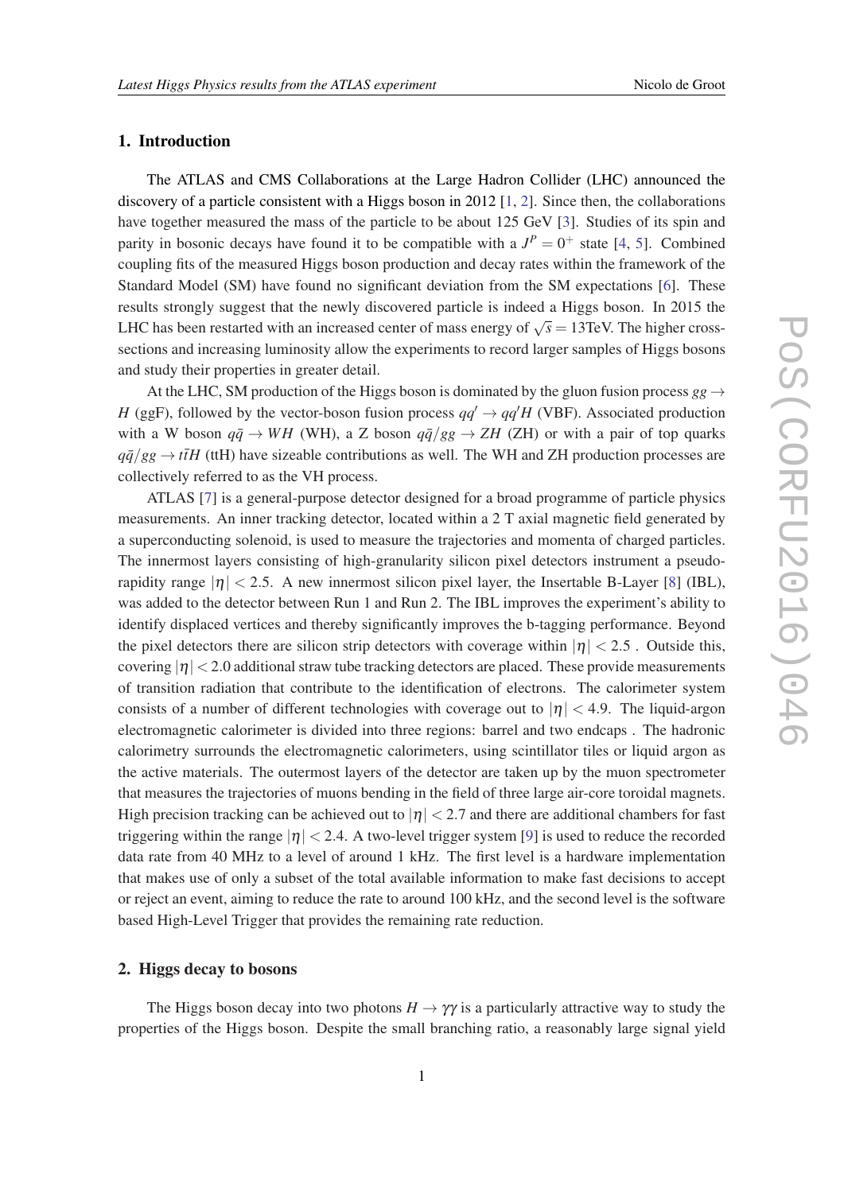## 1. Introduction

The ATLAS and CMS Collaborations at the Large Hadron Collider (LHC) announced the discovery of a particle consistent with a Higgs boson in 2012 [1, 2]. Since then, the collaborations have together measured the mass of the particle to be about 125 GeV [3]. Studies of its spin and parity in bosonic decays have found it to be compatible with a $J^P = 0^+$ state [4, 5]. Combined coupling fits of the measured Higgs boson production and decay rates within the framework of the Standard Model (SM) have found no significant deviation from the SM expectations [6]. These results strongly suggest that the newly discovered particle is indeed a Higgs boson. In 2015 the LHC has been restarted with an increased center of mass energy of $\sqrt{s} = 13$TeV. The higher cross-sections and increasing luminosity allow the experiments to record larger samples of Higgs bosons and study their properties in greater detail.

At the LHC, SM production of the Higgs boson is dominated by the gluon fusion process $gg \to H$ (ggF), followed by the vector-boson fusion process $qq' \to qq'H$ (VBF). Associated production with a W boson $q\bar{q} \to WH$ (WH), a Z boson $q\bar{q}/gg \to ZH$ (ZH) or with a pair of top quarks $q\bar{q}/gg \to t\bar{t}H$ (ttH) have sizeable contributions as well. The WH and ZH production processes are collectively referred to as the VH process.

ATLAS [7] is a general-purpose detector designed for a broad programme of particle physics measurements. An inner tracking detector, located within a 2 T axial magnetic field generated by a superconducting solenoid, is used to measure the trajectories and momenta of charged particles. The innermost layers consisting of high-granularity silicon pixel detectors instrument a pseudo-rapidity range $|\eta| < 2.5$. A new innermost silicon pixel layer, the Insertable B-Layer [8] (IBL), was added to the detector between Run 1 and Run 2. The IBL improves the experiment's ability to identify displaced vertices and thereby significantly improves the b-tagging performance. Beyond the pixel detectors there are silicon strip detectors with coverage within $|\eta| < 2.5$ . Outside this, covering $|\eta| < 2.0$ additional straw tube tracking detectors are placed. These provide measurements of transition radiation that contribute to the identification of electrons. The calorimeter system consists of a number of different technologies with coverage out to $|\eta| < 4.9$. The liquid-argon electromagnetic calorimeter is divided into three regions: barrel and two endcaps . The hadronic calorimetry surrounds the electromagnetic calorimeters, using scintillator tiles or liquid argon as the active materials. The outermost layers of the detector are taken up by the muon spectrometer that measures the trajectories of muons bending in the field of three large air-core toroidal magnets. High precision tracking can be achieved out to $|\eta| < 2.7$ and there are additional chambers for fast triggering within the range $|\eta| < 2.4$. A two-level trigger system [9] is used to reduce the recorded data rate from 40 MHz to a level of around 1 kHz. The first level is a hardware implementation that makes use of only a subset of the total available information to make fast decisions to accept or reject an event, aiming to reduce the rate to around 100 kHz, and the second level is the software based High-Level Trigger that provides the remaining rate reduction.

## 2. Higgs decay to bosons

The Higgs boson decay into two photons $H \to \gamma\gamma$ is a particularly attractive way to study the properties of the Higgs boson. Despite the small branching ratio, a reasonably large signal yield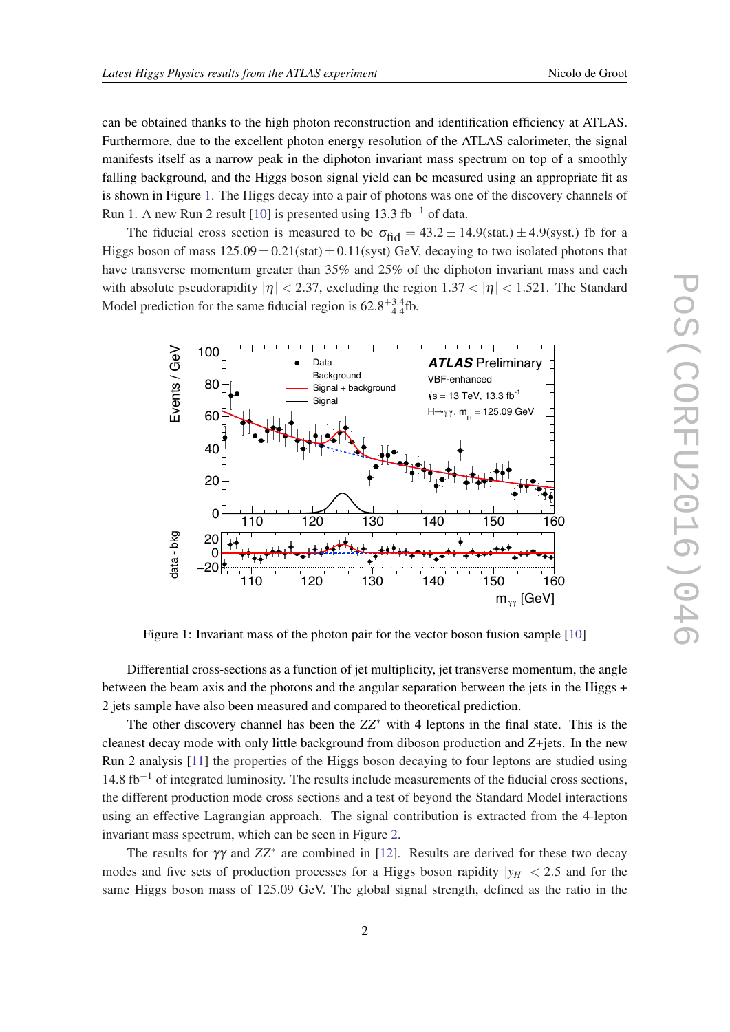can be obtained thanks to the high photon reconstruction and identification efficiency at ATLAS. Furthermore, due to the excellent photon energy resolution of the ATLAS calorimeter, the signal manifests itself as a narrow peak in the diphoton invariant mass spectrum on top of a smoothly falling background, and the Higgs boson signal yield can be measured using an appropriate fit as is shown in Figure 1. The Higgs decay into a pair of photons was one of the discovery channels of Run 1. A new Run 2 result [10] is presented using 13.3 fb$^{-1}$ of data.

The fiducial cross section is measured to be $\sigma_{\text{fid}} = 43.2 \pm 14.9(\text{stat.}) \pm 4.9(\text{syst.})$ fb for a Higgs boson of mass $125.09 \pm 0.21(\text{stat}) \pm 0.11(\text{syst})$ GeV, decaying to two isolated photons that have transverse momentum greater than 35% and 25% of the diphoton invariant mass and each with absolute pseudorapidity $|\eta| < 2.37$, excluding the region $1.37 < |\eta| < 1.521$. The Standard Model prediction for the same fiducial region is $62.8^{+3.4}_{-4.4}$fb.

Figure 1: Invariant mass of the photon pair for the vector boson fusion sample [10]

Differential cross-sections as a function of jet multiplicity, jet transverse momentum, the angle between the beam axis and the photons and the angular separation between the jets in the Higgs + 2 jets sample have also been measured and compared to theoretical prediction.

The other discovery channel has been the $ZZ^*$ with 4 leptons in the final state. This is the cleanest decay mode with only little background from diboson production and $Z$+jets. In the new Run 2 analysis [11] the properties of the Higgs boson decaying to four leptons are studied using 14.8 fb$^{-1}$ of integrated luminosity. The results include measurements of the fiducial cross sections, the different production mode cross sections and a test of beyond the Standard Model interactions using an effective Lagrangian approach. The signal contribution is extracted from the 4-lepton invariant mass spectrum, which can be seen in Figure 2.

The results for $\gamma\gamma$ and $ZZ^*$ are combined in [12]. Results are derived for these two decay modes and five sets of production processes for a Higgs boson rapidity $|y_H| < 2.5$ and for the same Higgs boson mass of 125.09 GeV. The global signal strength, defined as the ratio in the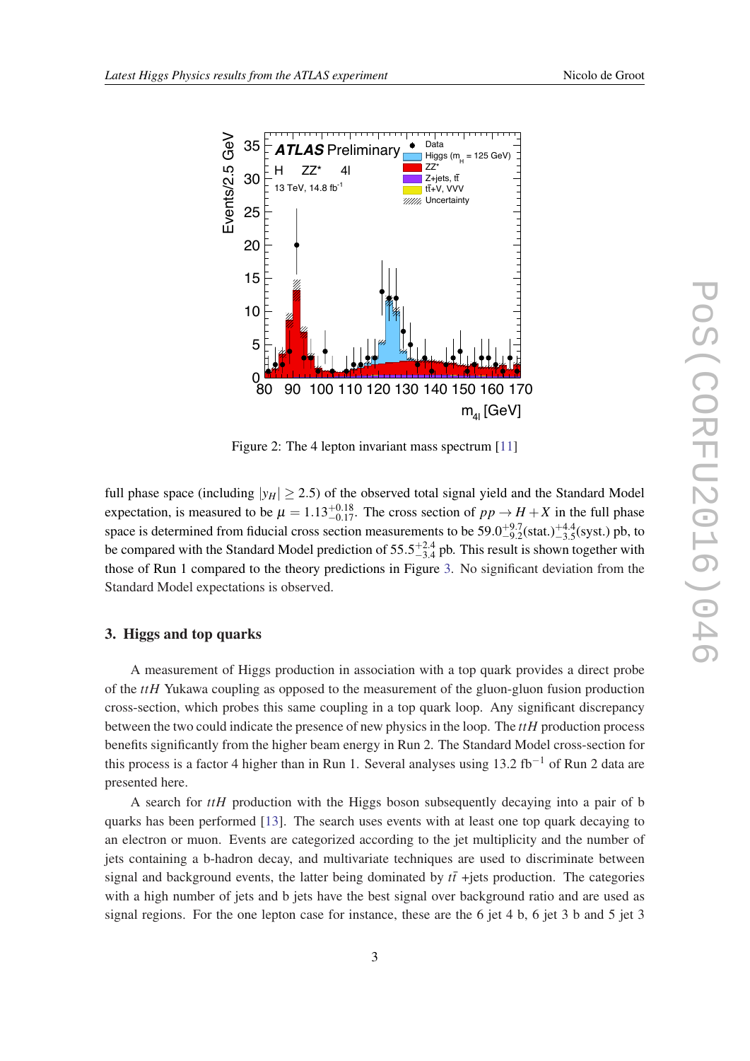Figure 2: The 4 lepton invariant mass spectrum [11]

full phase space (including $|y_H| \geq 2.5$) of the observed total signal yield and the Standard Model expectation, is measured to be $\mu = 1.13^{+0.18}_{-0.17}$. The cross section of $pp \to H + X$ in the full phase space is determined from fiducial cross section measurements to be $59.0^{+9.7}_{-9.2}$(stat.)$^{+4.4}_{-3.5}$(syst.) pb, to be compared with the Standard Model prediction of $55.5^{+2.4}_{-3.4}$ pb. This result is shown together with those of Run 1 compared to the theory predictions in Figure 3. No significant deviation from the Standard Model expectations is observed.

## 3. Higgs and top quarks

A measurement of Higgs production in association with a top quark provides a direct probe of the *ttH* Yukawa coupling as opposed to the measurement of the gluon-gluon fusion production cross-section, which probes this same coupling in a top quark loop. Any significant discrepancy between the two could indicate the presence of new physics in the loop. The *ttH* production process benefits significantly from the higher beam energy in Run 2. The Standard Model cross-section for this process is a factor 4 higher than in Run 1. Several analyses using 13.2 fb$^{-1}$ of Run 2 data are presented here.

A search for *ttH* production with the Higgs boson subsequently decaying into a pair of b quarks has been performed [13]. The search uses events with at least one top quark decaying to an electron or muon. Events are categorized according to the jet multiplicity and the number of jets containing a b-hadron decay, and multivariate techniques are used to discriminate between signal and background events, the latter being dominated by $t\bar{t}$ +jets production. The categories with a high number of jets and b jets have the best signal over background ratio and are used as signal regions. For the one lepton case for instance, these are the 6 jet 4 b, 6 jet 3 b and 5 jet 3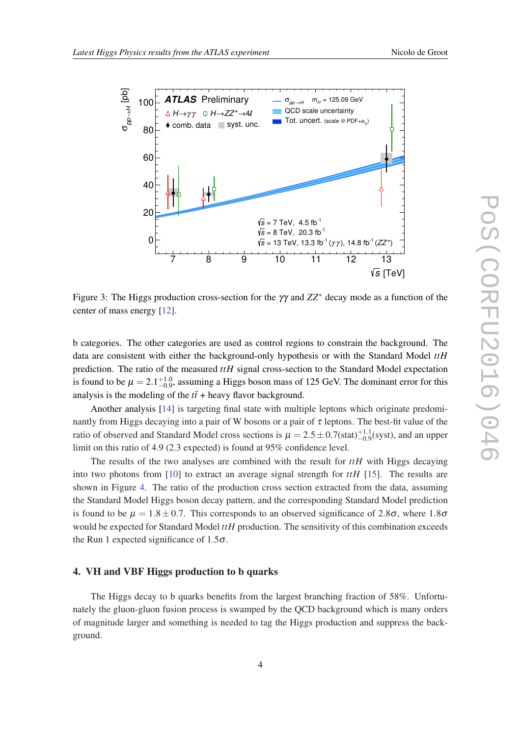Figure 3: The Higgs production cross-section for the $\gamma\gamma$ and $ZZ^*$ decay mode as a function of the center of mass energy [12].

b categories. The other categories are used as control regions to constrain the background. The data are consistent with either the background-only hypothesis or with the Standard Model $ttH$ prediction. The ratio of the measured $ttH$ signal cross-section to the Standard Model expectation is found to be $\mu = 2.1^{+1.0}_{-0.9}$, assuming a Higgs boson mass of 125 GeV. The dominant error for this analysis is the modeling of the $t\bar{t}$ + heavy flavor background.

Another analysis [14] is targeting final state with multiple leptons which originate predominantly from Higgs decaying into a pair of W bosons or a pair of $\tau$ leptons. The best-fit value of the ratio of observed and Standard Model cross sections is $\mu = 2.5 \pm 0.7(\text{stat})^{+1.1}_{-0.9}(\text{syst})$, and an upper limit on this ratio of 4.9 (2.3 expected) is found at 95% confidence level.

The results of the two analyses are combined with the result for $ttH$ with Higgs decaying into two photons from [10] to extract an average signal strength for $ttH$ [15]. The results are shown in Figure 4. The ratio of the production cross section extracted from the data, assuming the Standard Model Higgs boson decay pattern, and the corresponding Standard Model prediction is found to be $\mu = 1.8 \pm 0.7$. This corresponds to an observed significance of $2.8\sigma$, where $1.8\sigma$ would be expected for Standard Model $ttH$ production. The sensitivity of this combination exceeds the Run 1 expected significance of $1.5\sigma$.

## 4. VH and VBF Higgs production to b quarks

The Higgs decay to b quarks benefits from the largest branching fraction of 58%. Unfortunately the gluon-gluon fusion process is swamped by the QCD background which is many orders of magnitude larger and something is needed to tag the Higgs production and suppress the background.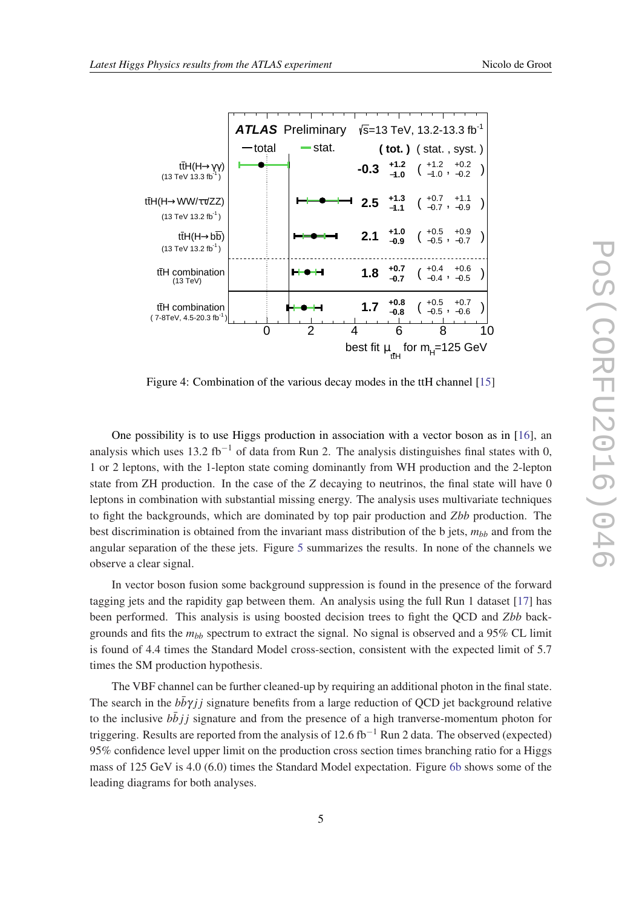Figure 4: Combination of the various decay modes in the ttH channel [15]

One possibility is to use Higgs production in association with a vector boson as in [16], an analysis which uses 13.2 fb$^{-1}$ of data from Run 2. The analysis distinguishes final states with 0, 1 or 2 leptons, with the 1-lepton state coming dominantly from WH production and the 2-lepton state from ZH production. In the case of the $Z$ decaying to neutrinos, the final state will have 0 leptons in combination with substantial missing energy. The analysis uses multivariate techniques to fight the backgrounds, which are dominated by top pair production and $Zbb$ production. The best discrimination is obtained from the invariant mass distribution of the b jets, $m_{bb}$ and from the angular separation of the these jets. Figure 5 summarizes the results. In none of the channels we observe a clear signal.

In vector boson fusion some background suppression is found in the presence of the forward tagging jets and the rapidity gap between them. An analysis using the full Run 1 dataset [17] has been performed. This analysis is using boosted decision trees to fight the QCD and $Zbb$ backgrounds and fits the $m_{bb}$ spectrum to extract the signal. No signal is observed and a 95% CL limit is found of 4.4 times the Standard Model cross-section, consistent with the expected limit of 5.7 times the SM production hypothesis.

The VBF channel can be further cleaned-up by requiring an additional photon in the final state. The search in the $b\bar{b}\gamma jj$ signature benefits from a large reduction of QCD jet background relative to the inclusive $b\bar{b}jj$ signature and from the presence of a high tranverse-momentum photon for triggering. Results are reported from the analysis of 12.6 fb$^{-1}$ Run 2 data. The observed (expected) 95% confidence level upper limit on the production cross section times branching ratio for a Higgs mass of 125 GeV is 4.0 (6.0) times the Standard Model expectation. Figure 6b shows some of the leading diagrams for both analyses.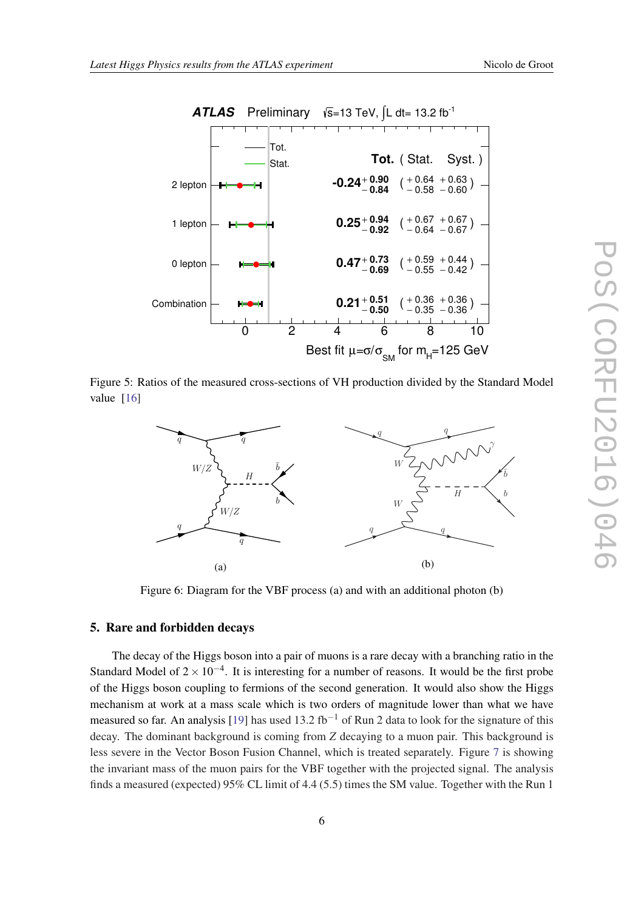Figure 5: Ratios of the measured cross-sections of VH production divided by the Standard Model value [16]

Figure 6: Diagram for the VBF process (a) and with an additional photon (b)

## 5. Rare and forbidden decays

The decay of the Higgs boson into a pair of muons is a rare decay with a branching ratio in the Standard Model of $2 \times 10^{-4}$. It is interesting for a number of reasons. It would be the first probe of the Higgs boson coupling to fermions of the second generation. It would also show the Higgs mechanism at work at a mass scale which is two orders of magnitude lower than what we have measured so far. An analysis [19] has used 13.2 fb$^{-1}$ of Run 2 data to look for the signature of this decay. The dominant background is coming from $Z$ decaying to a muon pair. This background is less severe in the Vector Boson Fusion Channel, which is treated separately. Figure 7 is showing the invariant mass of the muon pairs for the VBF together with the projected signal. The analysis finds a measured (expected) 95% CL limit of 4.4 (5.5) times the SM value. Together with the Run 1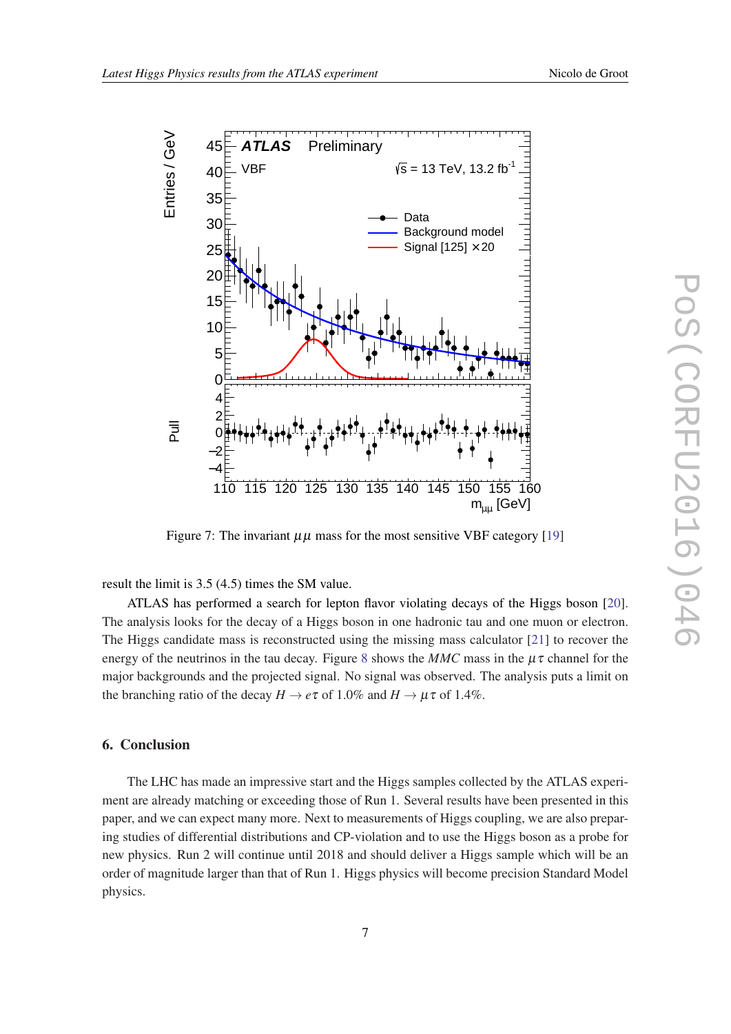Figure 7: The invariant $\mu\mu$ mass for the most sensitive VBF category [19]

result the limit is 3.5 (4.5) times the SM value.

ATLAS has performed a search for lepton flavor violating decays of the Higgs boson [20]. The analysis looks for the decay of a Higgs boson in one hadronic tau and one muon or electron. The Higgs candidate mass is reconstructed using the missing mass calculator [21] to recover the energy of the neutrinos in the tau decay. Figure 8 shows the *MMC* mass in the $\mu\tau$ channel for the major backgrounds and the projected signal. No signal was observed. The analysis puts a limit on the branching ratio of the decay $H \to e\tau$ of 1.0% and $H \to \mu\tau$ of 1.4%.

## 6. Conclusion

The LHC has made an impressive start and the Higgs samples collected by the ATLAS experiment are already matching or exceeding those of Run 1. Several results have been presented in this paper, and we can expect many more. Next to measurements of Higgs coupling, we are also preparing studies of differential distributions and CP-violation and to use the Higgs boson as a probe for new physics. Run 2 will continue until 2018 and should deliver a Higgs sample which will be an order of magnitude larger than that of Run 1. Higgs physics will become precision Standard Model physics.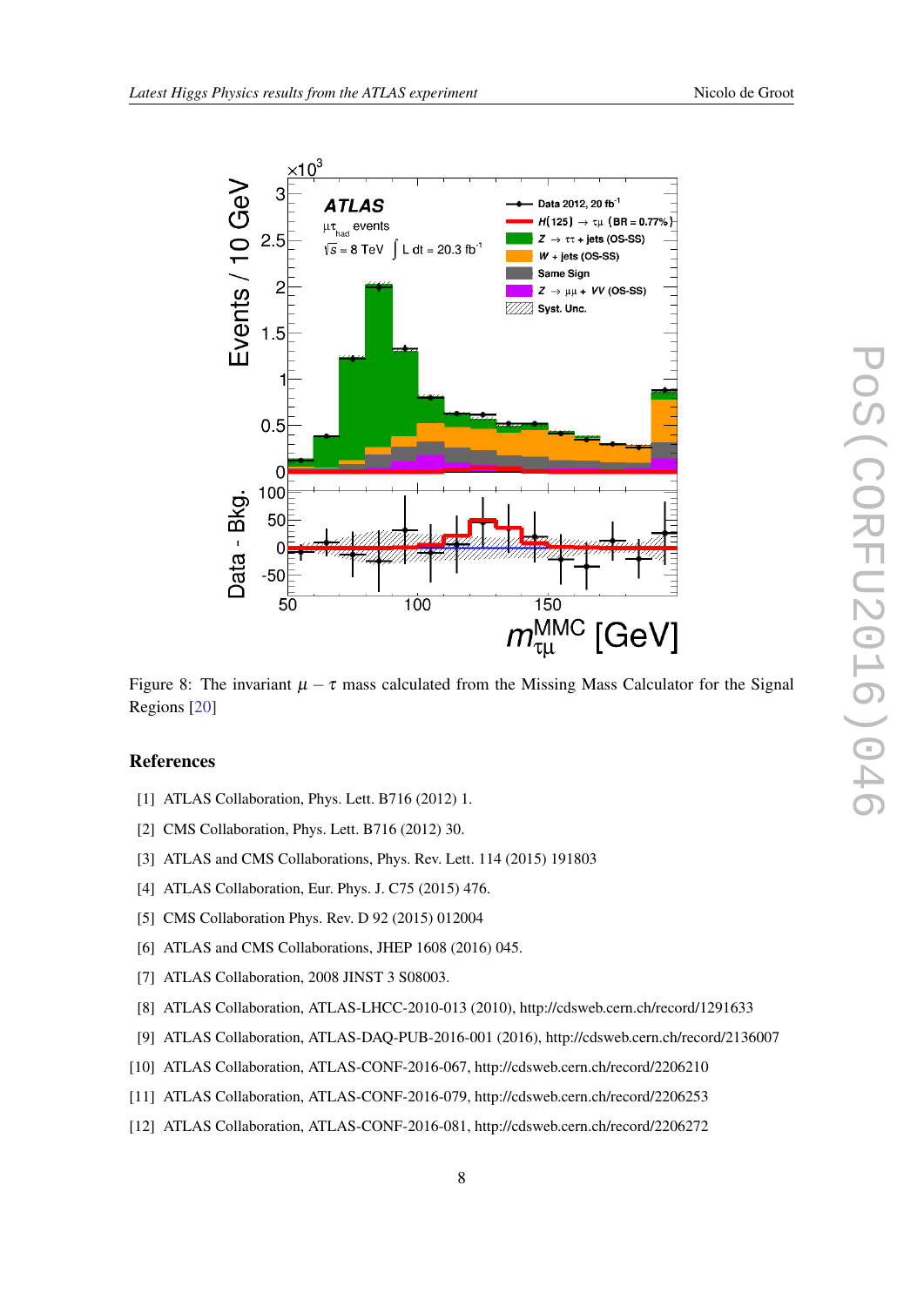Figure 8: The invariant $\mu - \tau$ mass calculated from the Missing Mass Calculator for the Signal Regions [20]

## References

[1] ATLAS Collaboration, Phys. Lett. B716 (2012) 1.

[2] CMS Collaboration, Phys. Lett. B716 (2012) 30.

[3] ATLAS and CMS Collaborations, Phys. Rev. Lett. 114 (2015) 191803

[4] ATLAS Collaboration, Eur. Phys. J. C75 (2015) 476.

[5] CMS Collaboration Phys. Rev. D 92 (2015) 012004

[6] ATLAS and CMS Collaborations, JHEP 1608 (2016) 045.

[7] ATLAS Collaboration, 2008 JINST 3 S08003.

[8] ATLAS Collaboration, ATLAS-LHCC-2010-013 (2010), http://cdsweb.cern.ch/record/1291633

[9] ATLAS Collaboration, ATLAS-DAQ-PUB-2016-001 (2016), http://cdsweb.cern.ch/record/2136007

[10] ATLAS Collaboration, ATLAS-CONF-2016-067, http://cdsweb.cern.ch/record/2206210

[11] ATLAS Collaboration, ATLAS-CONF-2016-079, http://cdsweb.cern.ch/record/2206253

[12] ATLAS Collaboration, ATLAS-CONF-2016-081, http://cdsweb.cern.ch/record/2206272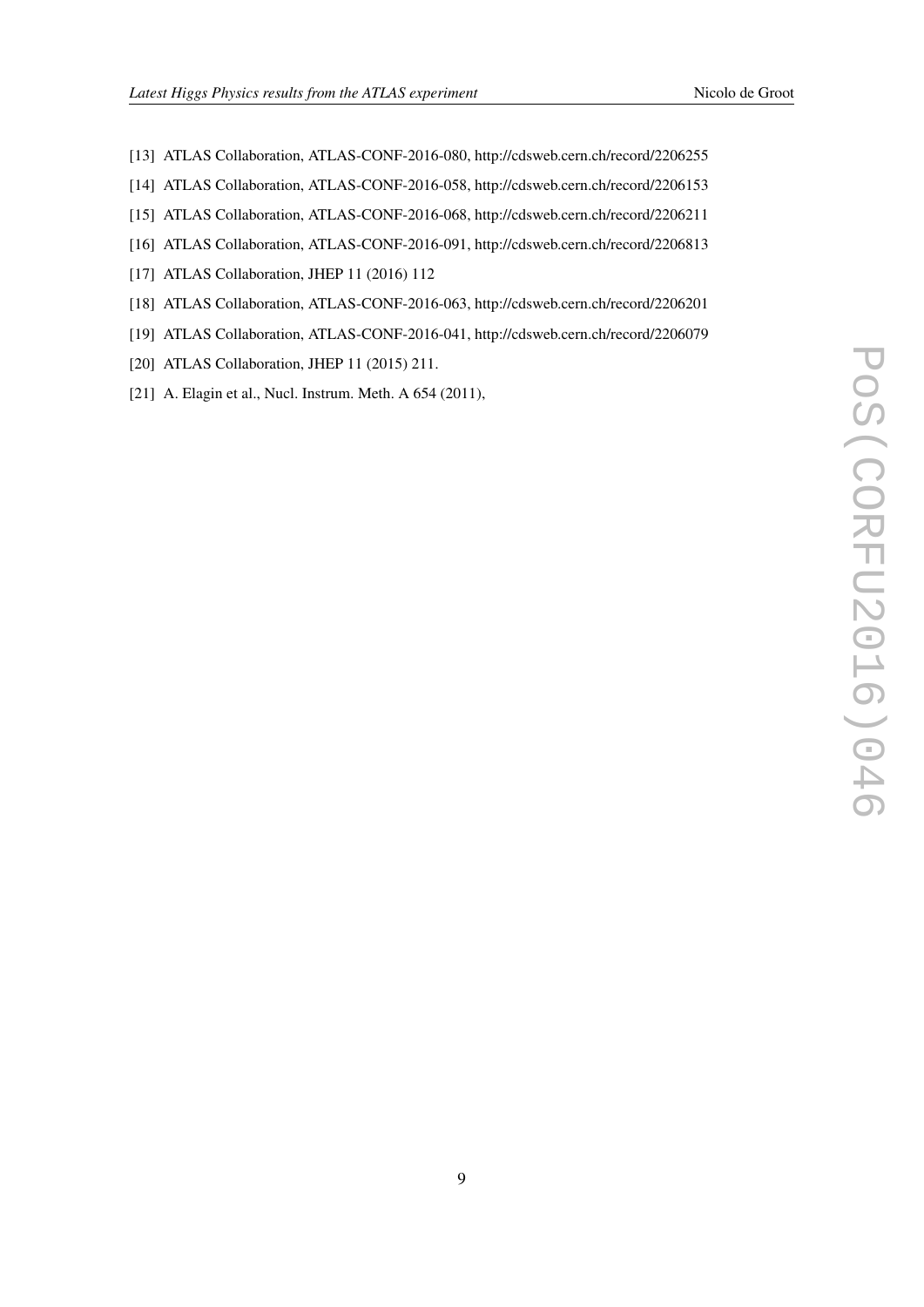[13] ATLAS Collaboration, ATLAS-CONF-2016-080, http://cdsweb.cern.ch/record/2206255

[14] ATLAS Collaboration, ATLAS-CONF-2016-058, http://cdsweb.cern.ch/record/2206153

[15] ATLAS Collaboration, ATLAS-CONF-2016-068, http://cdsweb.cern.ch/record/2206211

[16] ATLAS Collaboration, ATLAS-CONF-2016-091, http://cdsweb.cern.ch/record/2206813

[17] ATLAS Collaboration, JHEP 11 (2016) 112

[18] ATLAS Collaboration, ATLAS-CONF-2016-063, http://cdsweb.cern.ch/record/2206201

[19] ATLAS Collaboration, ATLAS-CONF-2016-041, http://cdsweb.cern.ch/record/2206079

[20] ATLAS Collaboration, JHEP 11 (2015) 211.

[21] A. Elagin et al., Nucl. Instrum. Meth. A 654 (2011),